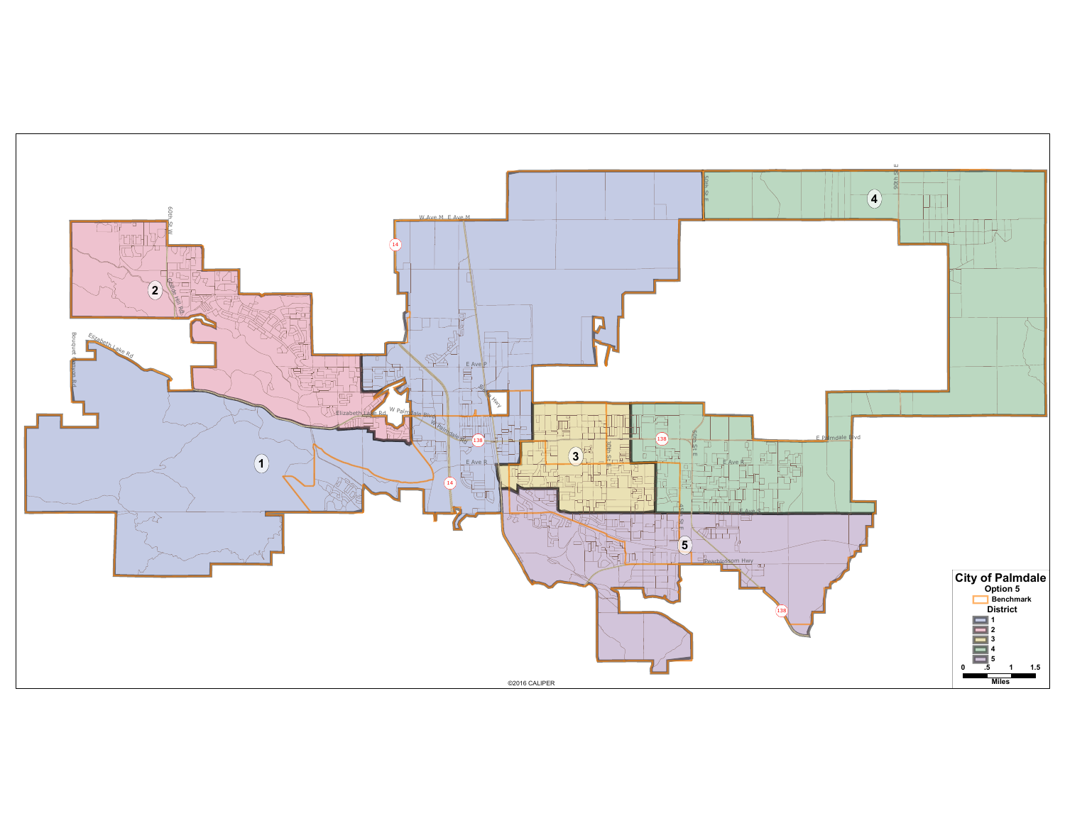# City of Palmdale

**Option 5**

Benchmark

**District**

- 1
- 2
- 3
- 4
- 5

0 .5 1 1.5

Miles

©2016 CALIPER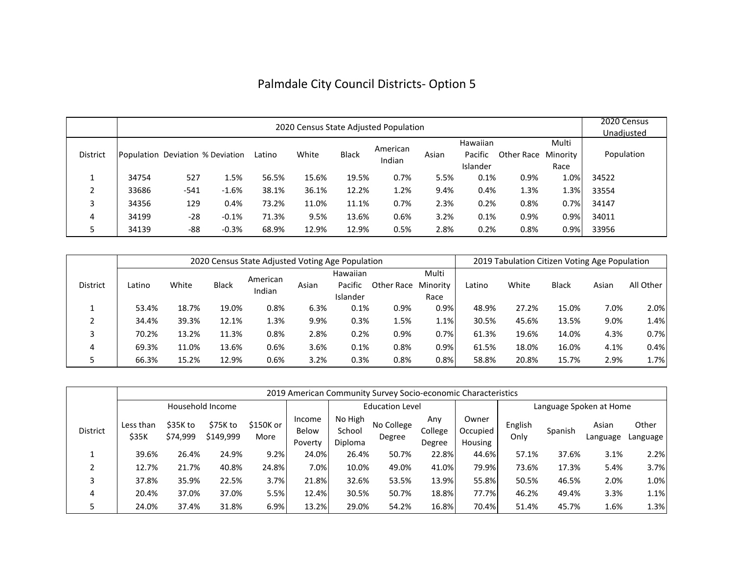# Palmdale City Council Districts- Option 5

| | 2020 Census State Adjusted Population | | | | | | | | | | | | 2020 Census Unadjusted |
|---|---|---|---|---|---|---|---|---|---|---|---|---|---|
| District | Population | Deviation | % Deviation | Latino | White | Black | American Indian | Asian | Hawaiian Pacific Islander | Other Race | Multi Minority Race | | Population |
| 1 | 34754 | 527 | 1.5% | 56.5% | 15.6% | 19.5% | 0.7% | 5.5% | 0.1% | 0.9% | 1.0% | | 34522 |
| 2 | 33686 | -541 | -1.6% | 38.1% | 36.1% | 12.2% | 1.2% | 9.4% | 0.4% | 1.3% | 1.3% | | 33554 |
| 3 | 34356 | 129 | 0.4% | 73.2% | 11.0% | 11.1% | 0.7% | 2.3% | 0.2% | 0.8% | 0.7% | | 34147 |
| 4 | 34199 | -28 | -0.1% | 71.3% | 9.5% | 13.6% | 0.6% | 3.2% | 0.1% | 0.9% | 0.9% | | 34011 |
| 5 | 34139 | -88 | -0.3% | 68.9% | 12.9% | 12.9% | 0.5% | 2.8% | 0.2% | 0.8% | 0.9% | | 33956 |

| | 2020 Census State Adjusted Voting Age Population | | | | | | | | 2019 Tabulation Citizen Voting Age Population | | | | |
|---|---|---|---|---|---|---|---|---|---|---|---|---|---|
| District | Latino | White | Black | American Indian | Asian | Hawaiian Pacific Islander | Other Race | Multi Minority Race | Latino | White | Black | Asian | All Other |
| 1 | 53.4% | 18.7% | 19.0% | 0.8% | 6.3% | 0.1% | 0.9% | 0.9% | 48.9% | 27.2% | 15.0% | 7.0% | 2.0% |
| 2 | 34.4% | 39.3% | 12.1% | 1.3% | 9.9% | 0.3% | 1.5% | 1.1% | 30.5% | 45.6% | 13.5% | 9.0% | 1.4% |
| 3 | 70.2% | 13.2% | 11.3% | 0.8% | 2.8% | 0.2% | 0.9% | 0.7% | 61.3% | 19.6% | 14.0% | 4.3% | 0.7% |
| 4 | 69.3% | 11.0% | 13.6% | 0.6% | 3.6% | 0.1% | 0.8% | 0.9% | 61.5% | 18.0% | 16.0% | 4.1% | 0.4% |
| 5 | 66.3% | 15.2% | 12.9% | 0.6% | 3.2% | 0.3% | 0.8% | 0.8% | 58.8% | 20.8% | 15.7% | 2.9% | 1.7% |

| | 2019 American Community Survey Socio-economic Characteristics | | | | | | | | | | | | |
|---|---|---|---|---|---|---|---|---|---|---|---|---|---|
| | Household Income | | | | | Education Level | | | | Language Spoken at Home | | | |
| District | Less than $35K | $35K to $74,999 | $75K to $149,999 | $150K or More | Income Below Poverty | No High School Diploma | No College Degree | Any College Degree | Owner Occupied Housing | English Only | Spanish | Asian Language | Other Language |
| 1 | 39.6% | 26.4% | 24.9% | 9.2% | 24.0% | 26.4% | 50.7% | 22.8% | 44.6% | 57.1% | 37.6% | 3.1% | 2.2% |
| 2 | 12.7% | 21.7% | 40.8% | 24.8% | 7.0% | 10.0% | 49.0% | 41.0% | 79.9% | 73.6% | 17.3% | 5.4% | 3.7% |
| 3 | 37.8% | 35.9% | 22.5% | 3.7% | 21.8% | 32.6% | 53.5% | 13.9% | 55.8% | 50.5% | 46.5% | 2.0% | 1.0% |
| 4 | 20.4% | 37.0% | 37.0% | 5.5% | 12.4% | 30.5% | 50.7% | 18.8% | 77.7% | 46.2% | 49.4% | 3.3% | 1.1% |
| 5 | 24.0% | 37.4% | 31.8% | 6.9% | 13.2% | 29.0% | 54.2% | 16.8% | 70.4% | 51.4% | 45.7% | 1.6% | 1.3% |